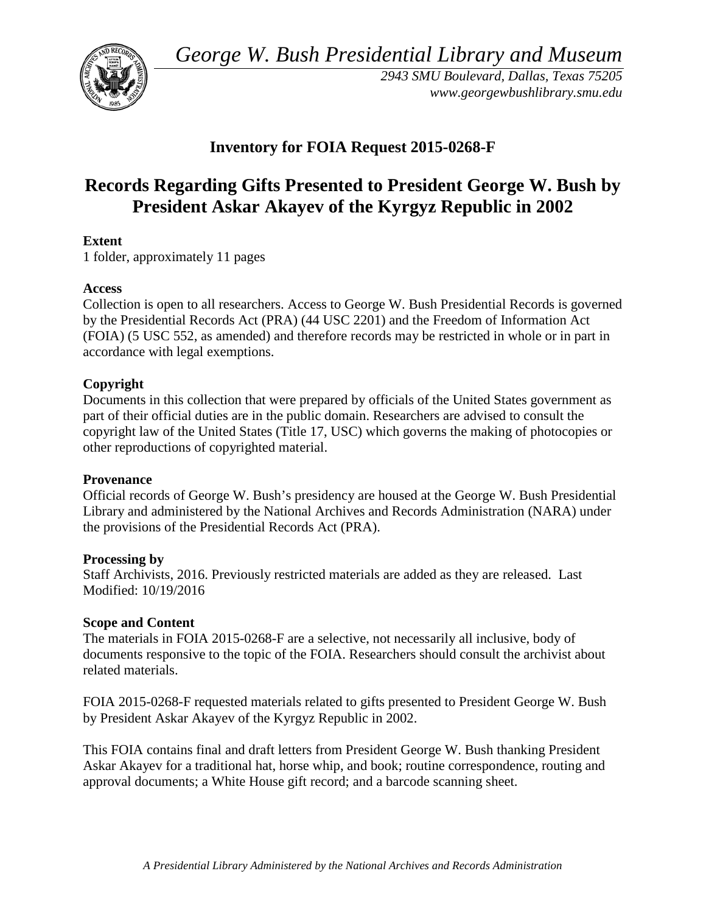*George W. Bush Presidential Library and Museum*

*2943 SMU Boulevard, Dallas, Texas 75205*
*www.georgewbushlibrary.smu.edu*

## Inventory for FOIA Request 2015-0268-F

# Records Regarding Gifts Presented to President George W. Bush by President Askar Akayev of the Kyrgyz Republic in 2002

**Extent**
1 folder, approximately 11 pages

**Access**
Collection is open to all researchers. Access to George W. Bush Presidential Records is governed by the Presidential Records Act (PRA) (44 USC 2201) and the Freedom of Information Act (FOIA) (5 USC 552, as amended) and therefore records may be restricted in whole or in part in accordance with legal exemptions.

**Copyright**
Documents in this collection that were prepared by officials of the United States government as part of their official duties are in the public domain. Researchers are advised to consult the copyright law of the United States (Title 17, USC) which governs the making of photocopies or other reproductions of copyrighted material.

**Provenance**
Official records of George W. Bush's presidency are housed at the George W. Bush Presidential Library and administered by the National Archives and Records Administration (NARA) under the provisions of the Presidential Records Act (PRA).

**Processing by**
Staff Archivists, 2016. Previously restricted materials are added as they are released. Last Modified: 10/19/2016

**Scope and Content**
The materials in FOIA 2015-0268-F are a selective, not necessarily all inclusive, body of documents responsive to the topic of the FOIA. Researchers should consult the archivist about related materials.

FOIA 2015-0268-F requested materials related to gifts presented to President George W. Bush by President Askar Akayev of the Kyrgyz Republic in 2002.

This FOIA contains final and draft letters from President George W. Bush thanking President Askar Akayev for a traditional hat, horse whip, and book; routine correspondence, routing and approval documents; a White House gift record; and a barcode scanning sheet.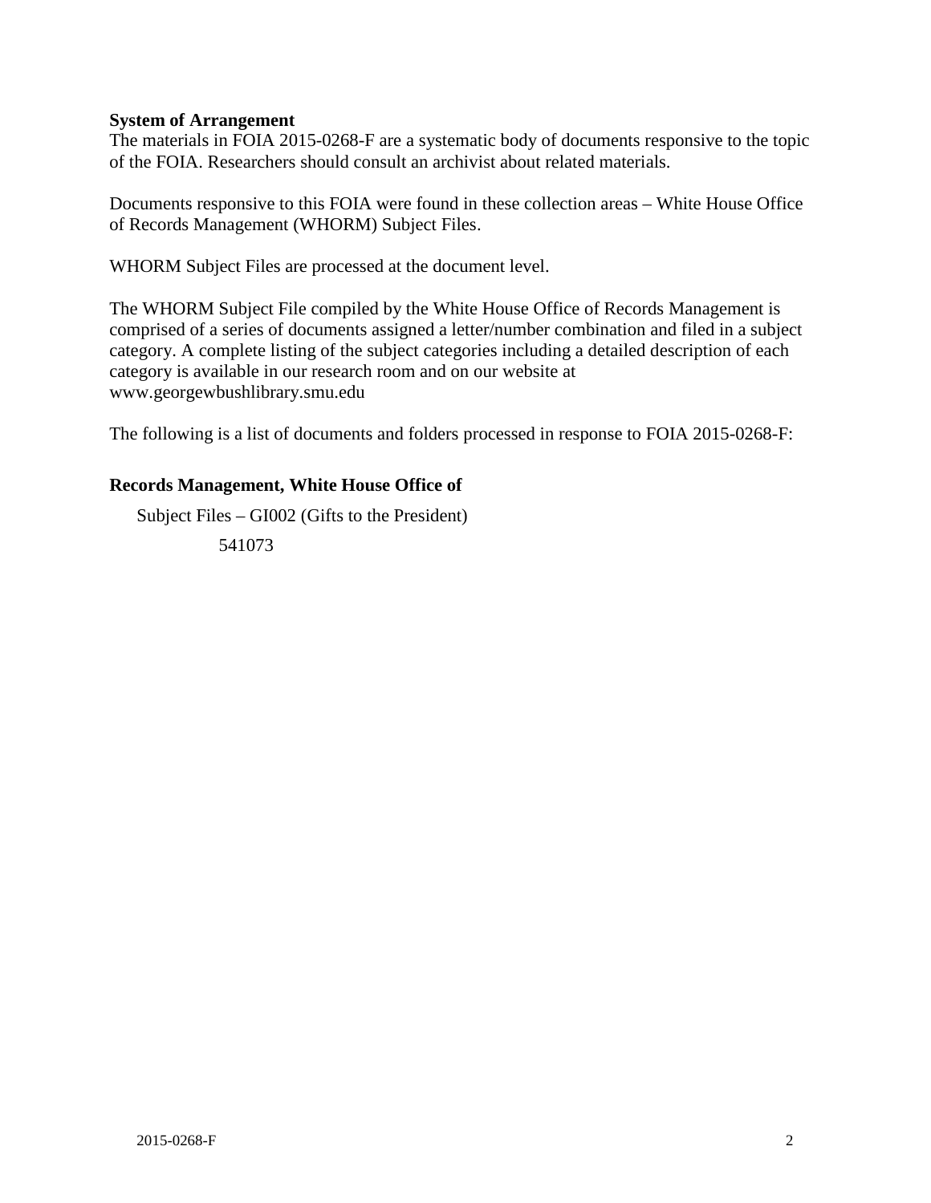**System of Arrangement**

The materials in FOIA 2015-0268-F are a systematic body of documents responsive to the topic of the FOIA. Researchers should consult an archivist about related materials.

Documents responsive to this FOIA were found in these collection areas – White House Office of Records Management (WHORM) Subject Files.

WHORM Subject Files are processed at the document level.

The WHORM Subject File compiled by the White House Office of Records Management is comprised of a series of documents assigned a letter/number combination and filed in a subject category. A complete listing of the subject categories including a detailed description of each category is available in our research room and on our website at www.georgewbushlibrary.smu.edu

The following is a list of documents and folders processed in response to FOIA 2015-0268-F:

**Records Management, White House Office of**

Subject Files – GI002 (Gifts to the President)

541073